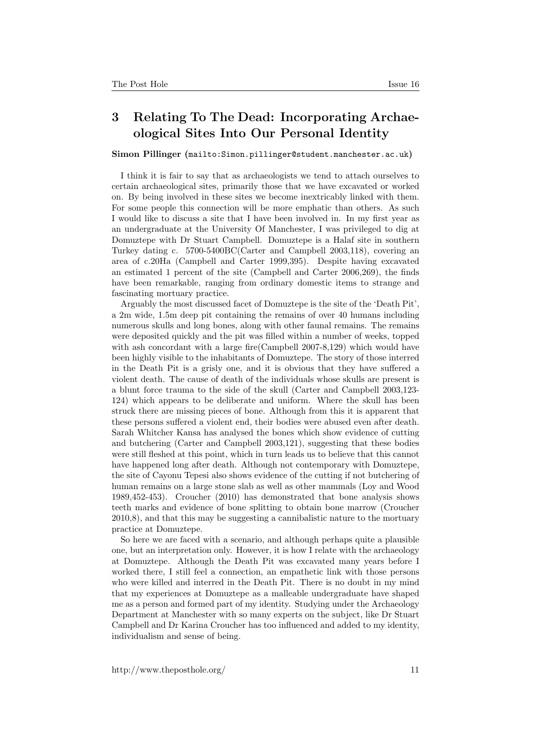## 3 Relating To The Dead: Incorporating Archaeological Sites Into Our Personal Identity

**Simon Pillinger** (mailto:Simon.pillinger@student.manchester.ac.uk)

I think it is fair to say that as archaeologists we tend to attach ourselves to certain archaeological sites, primarily those that we have excavated or worked on. By being involved in these sites we become inextricably linked with them. For some people this connection will be more emphatic than others. As such I would like to discuss a site that I have been involved in. In my first year as an undergraduate at the University Of Manchester, I was privileged to dig at Domuztepe with Dr Stuart Campbell. Domuztepe is a Halaf site in southern Turkey dating c. 5700-5400BC(Carter and Campbell 2003,118), covering an area of c.20Ha (Campbell and Carter 1999,395). Despite having excavated an estimated 1 percent of the site (Campbell and Carter 2006,269), the finds have been remarkable, ranging from ordinary domestic items to strange and fascinating mortuary practice.

Arguably the most discussed facet of Domuztepe is the site of the 'Death Pit', a 2m wide, 1.5m deep pit containing the remains of over 40 humans including numerous skulls and long bones, along with other faunal remains. The remains were deposited quickly and the pit was filled within a number of weeks, topped with ash concordant with a large fire(Campbell 2007-8,129) which would have been highly visible to the inhabitants of Domuztepe. The story of those interred in the Death Pit is a grisly one, and it is obvious that they have suffered a violent death. The cause of death of the individuals whose skulls are present is a blunt force trauma to the side of the skull (Carter and Campbell 2003,123-124) which appears to be deliberate and uniform. Where the skull has been struck there are missing pieces of bone. Although from this it is apparent that these persons suffered a violent end, their bodies were abused even after death. Sarah Whitcher Kansa has analysed the bones which show evidence of cutting and butchering (Carter and Campbell 2003,121), suggesting that these bodies were still fleshed at this point, which in turn leads us to believe that this cannot have happened long after death. Although not contemporary with Domuztepe, the site of Cayonu Tepesi also shows evidence of the cutting if not butchering of human remains on a large stone slab as well as other mammals (Loy and Wood 1989,452-453). Croucher (2010) has demonstrated that bone analysis shows teeth marks and evidence of bone splitting to obtain bone marrow (Croucher 2010,8), and that this may be suggesting a cannibalistic nature to the mortuary practice at Domuztepe.

So here we are faced with a scenario, and although perhaps quite a plausible one, but an interpretation only. However, it is how I relate with the archaeology at Domuztepe. Although the Death Pit was excavated many years before I worked there, I still feel a connection, an empathetic link with those persons who were killed and interred in the Death Pit. There is no doubt in my mind that my experiences at Domuztepe as a malleable undergraduate have shaped me as a person and formed part of my identity. Studying under the Archaeology Department at Manchester with so many experts on the subject, like Dr Stuart Campbell and Dr Karina Croucher has too influenced and added to my identity, individualism and sense of being.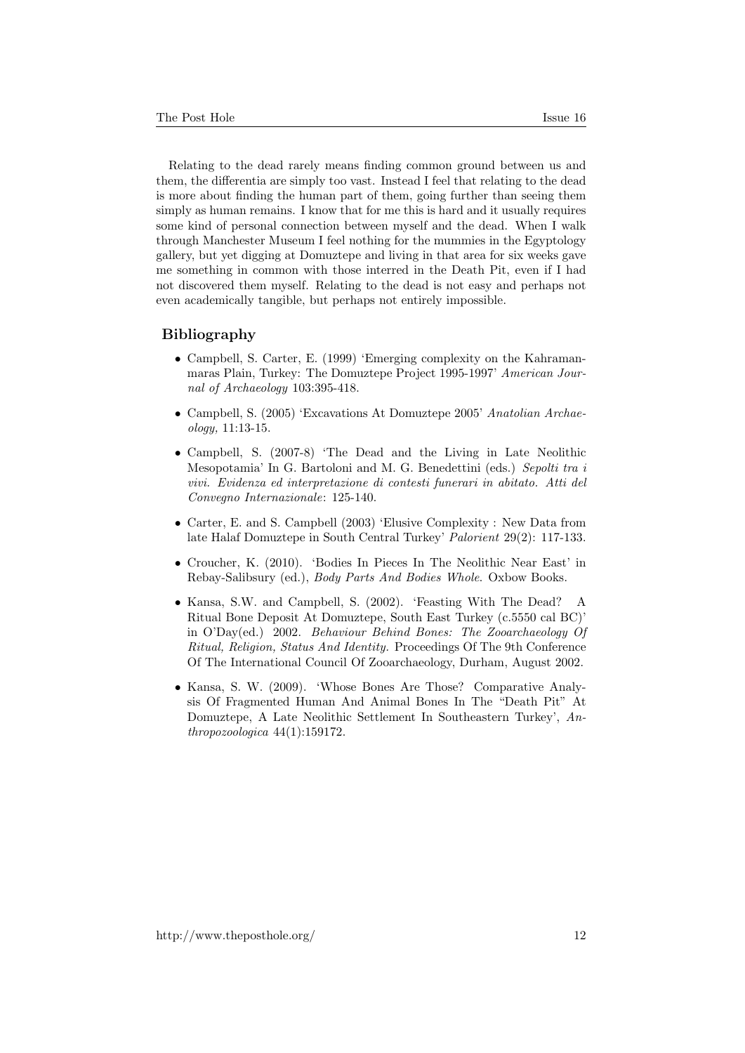Relating to the dead rarely means finding common ground between us and them, the differentia are simply too vast. Instead I feel that relating to the dead is more about finding the human part of them, going further than seeing them simply as human remains. I know that for me this is hard and it usually requires some kind of personal connection between myself and the dead. When I walk through Manchester Museum I feel nothing for the mummies in the Egyptology gallery, but yet digging at Domuztepe and living in that area for six weeks gave me something in common with those interred in the Death Pit, even if I had not discovered them myself. Relating to the dead is not easy and perhaps not even academically tangible, but perhaps not entirely impossible.

## Bibliography

- Campbell, S. Carter, E. (1999) 'Emerging complexity on the Kahramanmaras Plain, Turkey: The Domuztepe Project 1995-1997' *American Journal of Archaeology* 103:395-418.
- Campbell, S. (2005) 'Excavations At Domuztepe 2005' *Anatolian Archaeology,* 11:13-15.
- Campbell, S. (2007-8) 'The Dead and the Living in Late Neolithic Mesopotamia' In G. Bartoloni and M. G. Benedettini (eds.) *Sepolti tra i vivi. Evidenza ed interpretazione di contesti funerari in abitato. Atti del Convegno Internazionale*: 125-140.
- Carter, E. and S. Campbell (2003) 'Elusive Complexity : New Data from late Halaf Domuztepe in South Central Turkey' *Palorient* 29(2): 117-133.
- Croucher, K. (2010). 'Bodies In Pieces In The Neolithic Near East' in Rebay-Salibsury (ed.), *Body Parts And Bodies Whole*. Oxbow Books.
- Kansa, S.W. and Campbell, S. (2002). 'Feasting With The Dead? A Ritual Bone Deposit At Domuztepe, South East Turkey (c.5550 cal BC)' in O'Day(ed.) 2002. *Behaviour Behind Bones: The Zooarchaeology Of Ritual, Religion, Status And Identity.* Proceedings Of The 9th Conference Of The International Council Of Zooarchaeology, Durham, August 2002.
- Kansa, S. W. (2009). 'Whose Bones Are Those? Comparative Analysis Of Fragmented Human And Animal Bones In The "Death Pit" At Domuztepe, A Late Neolithic Settlement In Southeastern Turkey', *Anthropozoologica* 44(1):159172.